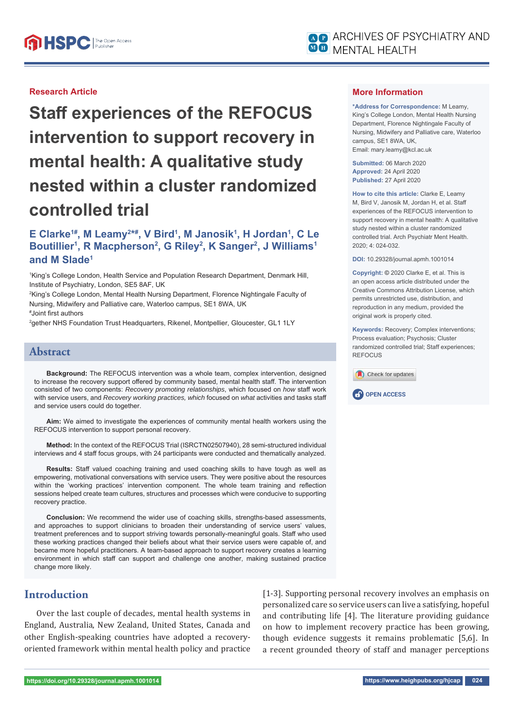Research Article

# Staff experiences of the REFOCUS intervention to support recovery in mental health: A qualitative study nested within a cluster randomized controlled trial

**E Clarke[1#], M Leamy[2*#], V Bird[1], M Janosik[1], H Jordan[1], C Le Boutillier[1], R Macpherson[2], G Riley[2], K Sanger[2], J Williams[1] and M Slade[1]**

[1]King's College London, Health Service and Population Research Department, Denmark Hill, Institute of Psychiatry, London, SE5 8AF, UK

[2]King's College London, Mental Health Nursing Department, Florence Nightingale Faculty of Nursing, Midwifery and Palliative care, Waterloo campus, SE1 8WA, UK

[#]Joint first authors

[2]gether NHS Foundation Trust Headquarters, Rikenel, Montpellier, Gloucester, GL1 1LY

## More Information

**\*Address for Correspondence:** M Leamy, King's College London, Mental Health Nursing Department, Florence Nightingale Faculty of Nursing, Midwifery and Palliative care, Waterloo campus, SE1 8WA, UK, Email: mary.leamy@kcl.ac.uk

**Submitted:** 06 March 2020
**Approved:** 24 April 2020
**Published:** 27 April 2020

**How to cite this article:** Clarke E, Leamy M, Bird V, Janosik M, Jordan H, et al. Staff experiences of the REFOCUS intervention to support recovery in mental health: A qualitative study nested within a cluster randomized controlled trial. Arch Psychiatr Ment Health. 2020; 4: 024-032.

**DOI:** 10.29328/journal.apmh.1001014

**Copyright:** © 2020 Clarke E, et al. This is an open access article distributed under the Creative Commons Attribution License, which permits unrestricted use, distribution, and reproduction in any medium, provided the original work is properly cited.

**Keywords:** Recovery; Complex interventions; Process evaluation; Psychosis; Cluster randomized controlled trial; Staff experiences; REFOCUS

OPEN ACCESS

## Abstract

**Background:** The REFOCUS intervention was a whole team, complex intervention, designed to increase the recovery support offered by community based, mental health staff. The intervention consisted of two components: *Recovery promoting relationships*, which focused on *how* staff work with service users, and *Recovery working practices, which* focused on *what* activities and tasks staff and service users could do together.

**Aim:** We aimed to investigate the experiences of community mental health workers using the REFOCUS intervention to support personal recovery.

**Method:** In the context of the REFOCUS Trial (ISRCTN02507940), 28 semi-structured individual interviews and 4 staff focus groups, with 24 participants were conducted and thematically analyzed.

**Results:** Staff valued coaching training and used coaching skills to have tough as well as empowering, motivational conversations with service users. They were positive about the resources within the 'working practices' intervention component. The whole team training and reflection sessions helped create team cultures, structures and processes which were conducive to supporting recovery practice.

**Conclusion:** We recommend the wider use of coaching skills, strengths-based assessments, and approaches to support clinicians to broaden their understanding of service users' values, treatment preferences and to support striving towards personally-meaningful goals. Staff who used these working practices changed their beliefs about what their service users were capable of, and became more hopeful practitioners. A team-based approach to support recovery creates a learning environment in which staff can support and challenge one another, making sustained practice change more likely.

## Introduction

Over the last couple of decades, mental health systems in England, Australia, New Zealand, United States, Canada and other English-speaking countries have adopted a recovery-oriented framework within mental health policy and practice [1-3]. Supporting personal recovery involves an emphasis on personalized care so service users can live a satisfying, hopeful and contributing life [4]. The literature providing guidance on how to implement recovery practice has been growing, though evidence suggests it remains problematic [5,6]. In a recent grounded theory of staff and manager perceptions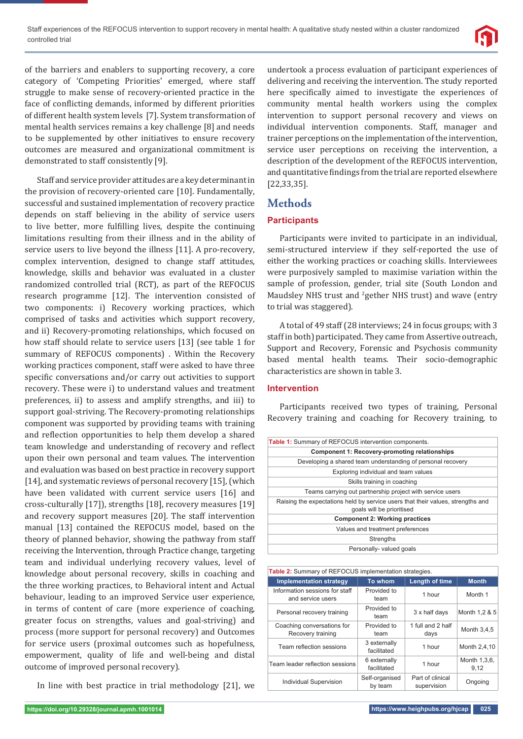of the barriers and enablers to supporting recovery, a core category of 'Competing Priorities' emerged, where staff struggle to make sense of recovery-oriented practice in the face of conflicting demands, informed by different priorities of different health system levels [7]. System transformation of mental health services remains a key challenge [8] and needs to be supplemented by other initiatives to ensure recovery outcomes are measured and organizational commitment is demonstrated to staff consistently [9].

Staff and service provider attitudes are a key determinant in the provision of recovery-oriented care [10]. Fundamentally, successful and sustained implementation of recovery practice depends on staff believing in the ability of service users to live better, more fulfilling lives, despite the continuing limitations resulting from their illness and in the ability of service users to live beyond the illness [11]. A pro-recovery, complex intervention, designed to change staff attitudes, knowledge, skills and behavior was evaluated in a cluster randomized controlled trial (RCT), as part of the REFOCUS research programme [12]. The intervention consisted of two components: i) Recovery working practices, which comprised of tasks and activities which support recovery, and ii) Recovery-promoting relationships, which focused on how staff should relate to service users [13] (see table 1 for summary of REFOCUS components) . Within the Recovery working practices component, staff were asked to have three specific conversations and/or carry out activities to support recovery. These were i) to understand values and treatment preferences, ii) to assess and amplify strengths, and iii) to support goal-striving. The Recovery-promoting relationships component was supported by providing teams with training and reflection opportunities to help them develop a shared team knowledge and understanding of recovery and reflect upon their own personal and team values. The intervention and evaluation was based on best practice in recovery support [14], and systematic reviews of personal recovery [15], (which have been validated with current service users [16] and cross-culturally [17]), strengths [18], recovery measures [19] and recovery support measures [20]. The staff intervention manual [13] contained the REFOCUS model, based on the theory of planned behavior, showing the pathway from staff receiving the Intervention, through Practice change, targeting team and individual underlying recovery values, level of knowledge about personal recovery, skills in coaching and the three working practices, to Behavioral intent and Actual behaviour, leading to an improved Service user experience, in terms of content of care (more experience of coaching, greater focus on strengths, values and goal-striving) and process (more support for personal recovery) and Outcomes for service users (proximal outcomes such as hopefulness, empowerment, quality of life and well-being and distal outcome of improved personal recovery).

In line with best practice in trial methodology [21], we undertook a process evaluation of participant experiences of delivering and receiving the intervention. The study reported here specifically aimed to investigate the experiences of community mental health workers using the complex intervention to support personal recovery and views on individual intervention components. Staff, manager and trainer perceptions on the implementation of the intervention, service user perceptions on receiving the intervention, a description of the development of the REFOCUS intervention, and quantitative findings from the trial are reported elsewhere [22,33,35].

## Methods

### Participants

Participants were invited to participate in an individual, semi-structured interview if they self-reported the use of either the working practices or coaching skills. Interviewees were purposively sampled to maximise variation within the sample of profession, gender, trial site (South London and Maudsley NHS trust and [2]gether NHS trust) and wave (entry to trial was staggered).

A total of 49 staff (28 interviews; 24 in focus groups; with 3 staff in both) participated. They came from Assertive outreach, Support and Recovery, Forensic and Psychosis community based mental health teams. Their socio-demographic characteristics are shown in table 3.

### Intervention

Participants received two types of training, Personal Recovery training and coaching for Recovery training, to

**Table 1:** Summary of REFOCUS intervention components.

| **Component 1: Recovery-promoting relationships** |
|---|
| Developing a shared team understanding of personal recovery |
| Exploring individual and team values |
| Skills training in coaching |
| Teams carrying out partnership project with service users |
| Raising the expectations held by service users that their values, strengths and goals will be prioritised |
| **Component 2: Working practices** |
| Values and treatment preferences |
| Strengths |
| Personally- valued goals |

**Table 2:** Summary of REFOCUS implementation strategies.

| Implementation strategy | To whom | Length of time | Month |
|---|---|---|---|
| Information sessions for staff and service users | Provided to team | 1 hour | Month 1 |
| Personal recovery training | Provided to team | 3 x half days | Month 1,2 & 5 |
| Coaching conversations for Recovery training | Provided to team | 1 full and 2 half days | Month 3,4,5 |
| Team reflection sessions | 3 externally facilitated | 1 hour | Month 2,4,10 |
| Team leader reflection sessions | 6 externally facilitated | 1 hour | Month 1,3,6, 9,12 |
| Individual Supervision | Self-organised by team | Part of clinical supervision | Ongoing |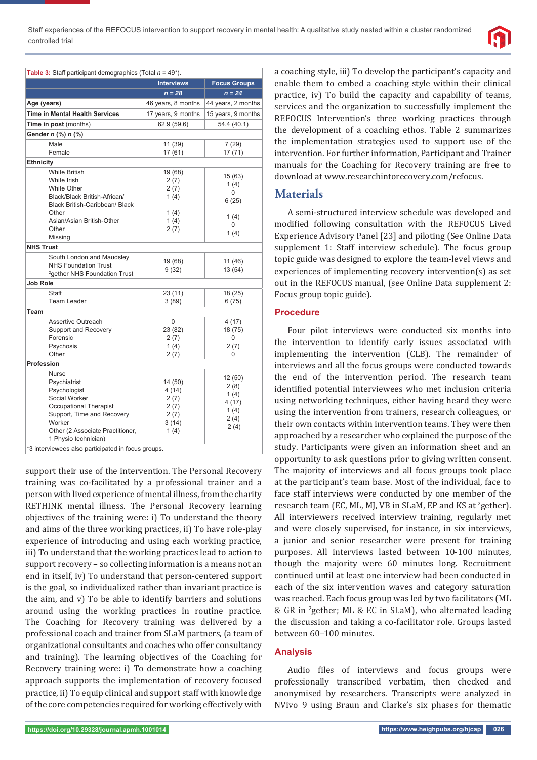Table 3: Staff participant demographics (Total n = 49*).

| | Interviews | Focus Groups |
|---|---|---|
| | n = 28 | n = 24 |
| **Age (years)** | 46 years, 8 months | 44 years, 2 months |
| **Time in Mental Health Services** | 17 years, 9 months | 15 years, 9 months |
| **Time in post** (months) | 62.9 (59.6) | 54.4 (40.1) |
| **Gender** n (%) n (%) | | |
| Male | 11 (39) | 7 (29) |
| Female | 17 (61) | 17 (71) |
| **Ethnicity** | | |
| White British | 19 (68) | 15 (63) |
| White Irish | 2 (7) | 1 (4) |
| White Other | 2 (7) | 0 |
| Black/Black British-African/ Black British-Caribbean/ Black Other | 1 (4) | 6 (25) |
| Asian/Asian British-Other | 1 (4) | 1 (4) |
| Other | 1 (4) | 0 |
| Missing | 2 (7) | 1 (4) |
| **NHS Trust** | | |
| South London and Maudsley NHS Foundation Trust | 19 (68) | 11 (46) |
| [2]gether NHS Foundation Trust | 9 (32) | 13 (54) |
| **Job Role** | | |
| Staff | 23 (11) | 18 (25) |
| Team Leader | 3 (89) | 6 (75) |
| **Team** | | |
| Assertive Outreach | 0 | 4 (17) |
| Support and Recovery | 23 (82) | 18 (75) |
| Forensic | 2 (7) | 0 |
| Psychosis | 1 (4) | 2 (7) |
| Other | 2 (7) | 0 |
| **Profession** | | |
| Nurse | 14 (50) | 12 (50) |
| Psychiatrist | 4 (14) | 2 (8) |
| Psychologist | 2 (7) | 1 (4) |
| Social Worker | 2 (7) | 4 (17) |
| Occupational Therapist | 2 (7) | 1 (4) |
| Support, Time and Recovery Worker | 3 (14) | 2 (4) |
| Other (2 Associate Practitioner, 1 Physio technician) | 1 (4) | 2 (4) |

*3 interviewees also participated in focus groups.

support their use of the intervention. The Personal Recovery training was co-facilitated by a professional trainer and a person with lived experience of mental illness, from the charity RETHINK mental illness. The Personal Recovery learning objectives of the training were: i) To understand the theory and aims of the three working practices, ii) To have role-play experience of introducing and using each working practice, iii) To understand that the working practices lead to action to support recovery – so collecting information is a means not an end in itself, iv) To understand that person-centered support is the goal, so individualized rather than invariant practice is the aim, and v) To be able to identify barriers and solutions around using the working practices in routine practice. The Coaching for Recovery training was delivered by a professional coach and trainer from SLaM partners, (a team of organizational consultants and coaches who offer consultancy and training). The learning objectives of the Coaching for Recovery training were: i) To demonstrate how a coaching approach supports the implementation of recovery focused practice, ii) To equip clinical and support staff with knowledge of the core competencies required for working effectively with a coaching style, iii) To develop the participant's capacity and enable them to embed a coaching style within their clinical practice, iv) To build the capacity and capability of teams, services and the organization to successfully implement the REFOCUS Intervention's three working practices through the development of a coaching ethos. Table 2 summarizes the implementation strategies used to support use of the intervention. For further information, Participant and Trainer manuals for the Coaching for Recovery training are free to download at www.researchintorecovery.com/refocus.

## Materials

A semi-structured interview schedule was developed and modified following consultation with the REFOCUS Lived Experience Advisory Panel [23] and piloting (See Online Data supplement 1: Staff interview schedule). The focus group topic guide was designed to explore the team-level views and experiences of implementing recovery intervention(s) as set out in the REFOCUS manual, (see Online Data supplement 2: Focus group topic guide).

### Procedure

Four pilot interviews were conducted six months into the intervention to identify early issues associated with implementing the intervention (CLB). The remainder of interviews and all the focus groups were conducted towards the end of the intervention period. The research team identified potential interviewees who met inclusion criteria using networking techniques, either having heard they were using the intervention from trainers, research colleagues, or their own contacts within intervention teams. They were then approached by a researcher who explained the purpose of the study. Participants were given an information sheet and an opportunity to ask questions prior to giving written consent. The majority of interviews and all focus groups took place at the participant's team base. Most of the individual, face to face staff interviews were conducted by one member of the research team (EC, ML, MJ, VB in SLaM, EP and KS at [2]gether). All interviewers received interview training, regularly met and were closely supervised, for instance, in six interviews, a junior and senior researcher were present for training purposes. All interviews lasted between 10-100 minutes, though the majority were 60 minutes long. Recruitment continued until at least one interview had been conducted in each of the six intervention waves and category saturation was reached. Each focus group was led by two facilitators (ML & GR in [2]gether; ML & EC in SLaM), who alternated leading the discussion and taking a co-facilitator role. Groups lasted between 60–100 minutes.

### Analysis

Audio files of interviews and focus groups were professionally transcribed verbatim, then checked and anonymised by researchers. Transcripts were analyzed in NVivo 9 using Braun and Clarke's six phases for thematic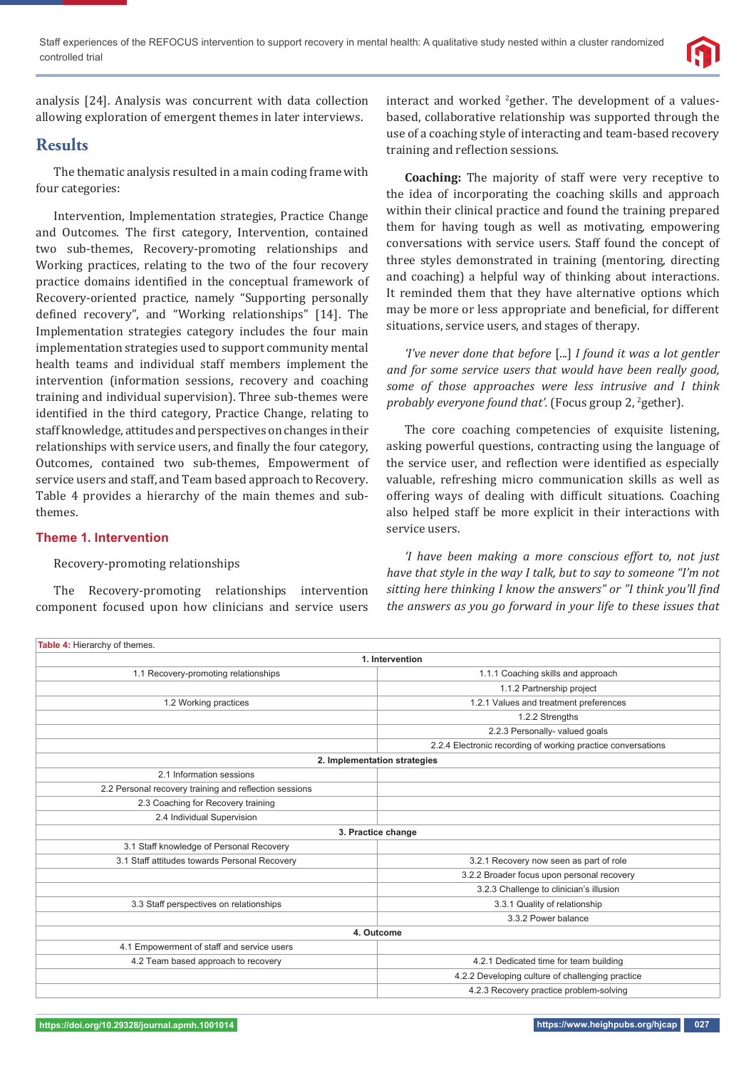analysis [24]. Analysis was concurrent with data collection allowing exploration of emergent themes in later interviews.

## Results

The thematic analysis resulted in a main coding frame with four categories:

Intervention, Implementation strategies, Practice Change and Outcomes. The first category, Intervention, contained two sub-themes, Recovery-promoting relationships and Working practices, relating to the two of the four recovery practice domains identified in the conceptual framework of Recovery-oriented practice, namely "Supporting personally defined recovery", and "Working relationships" [14]. The Implementation strategies category includes the four main implementation strategies used to support community mental health teams and individual staff members implement the intervention (information sessions, recovery and coaching training and individual supervision). Three sub-themes were identified in the third category, Practice Change, relating to staff knowledge, attitudes and perspectives on changes in their relationships with service users, and finally the four category, Outcomes, contained two sub-themes, Empowerment of service users and staff, and Team based approach to Recovery. Table 4 provides a hierarchy of the main themes and sub-themes.

### Theme 1. Intervention

Recovery-promoting relationships

The Recovery-promoting relationships intervention component focused upon how clinicians and service users interact and worked [2]gether. The development of a values-based, collaborative relationship was supported through the use of a coaching style of interacting and team-based recovery training and reflection sessions.

**Coaching:** The majority of staff were very receptive to the idea of incorporating the coaching skills and approach within their clinical practice and found the training prepared them for having tough as well as motivating, empowering conversations with service users. Staff found the concept of three styles demonstrated in training (mentoring, directing and coaching) a helpful way of thinking about interactions. It reminded them that they have alternative options which may be more or less appropriate and beneficial, for different situations, service users, and stages of therapy.

*'I've never done that before* [...] *I found it was a lot gentler and for some service users that would have been really good, some of those approaches were less intrusive and I think probably everyone found that'.* (Focus group 2, [2]gether).

The core coaching competencies of exquisite listening, asking powerful questions, contracting using the language of the service user, and reflection were identified as especially valuable, refreshing micro communication skills as well as offering ways of dealing with difficult situations. Coaching also helped staff be more explicit in their interactions with service users.

*'I have been making a more conscious effort to, not just have that style in the way I talk, but to say to someone "I'm not sitting here thinking I know the answers" or "I think you'll find the answers as you go forward in your life to these issues that*

**Table 4:** Hierarchy of themes.

| | |
|---|---|
| **1. Intervention** | |
| 1.1 Recovery-promoting relationships | 1.1.1 Coaching skills and approach |
| | 1.1.2 Partnership project |
| 1.2 Working practices | 1.2.1 Values and treatment preferences |
| | 1.2.2 Strengths |
| | 2.2.3 Personally- valued goals |
| | 2.2.4 Electronic recording of working practice conversations |
| **2. Implementation strategies** | |
| 2.1 Information sessions | |
| 2.2 Personal recovery training and reflection sessions | |
| 2.3 Coaching for Recovery training | |
| 2.4 Individual Supervision | |
| **3. Practice change** | |
| 3.1 Staff knowledge of Personal Recovery | |
| 3.1 Staff attitudes towards Personal Recovery | 3.2.1 Recovery now seen as part of role |
| | 3.2.2 Broader focus upon personal recovery |
| | 3.2.3 Challenge to clinician's illusion |
| 3.3 Staff perspectives on relationships | 3.3.1 Quality of relationship |
| | 3.3.2 Power balance |
| **4. Outcome** | |
| 4.1 Empowerment of staff and service users | |
| 4.2 Team based approach to recovery | 4.2.1 Dedicated time for team building |
| | 4.2.2 Developing culture of challenging practice |
| | 4.2.3 Recovery practice problem-solving |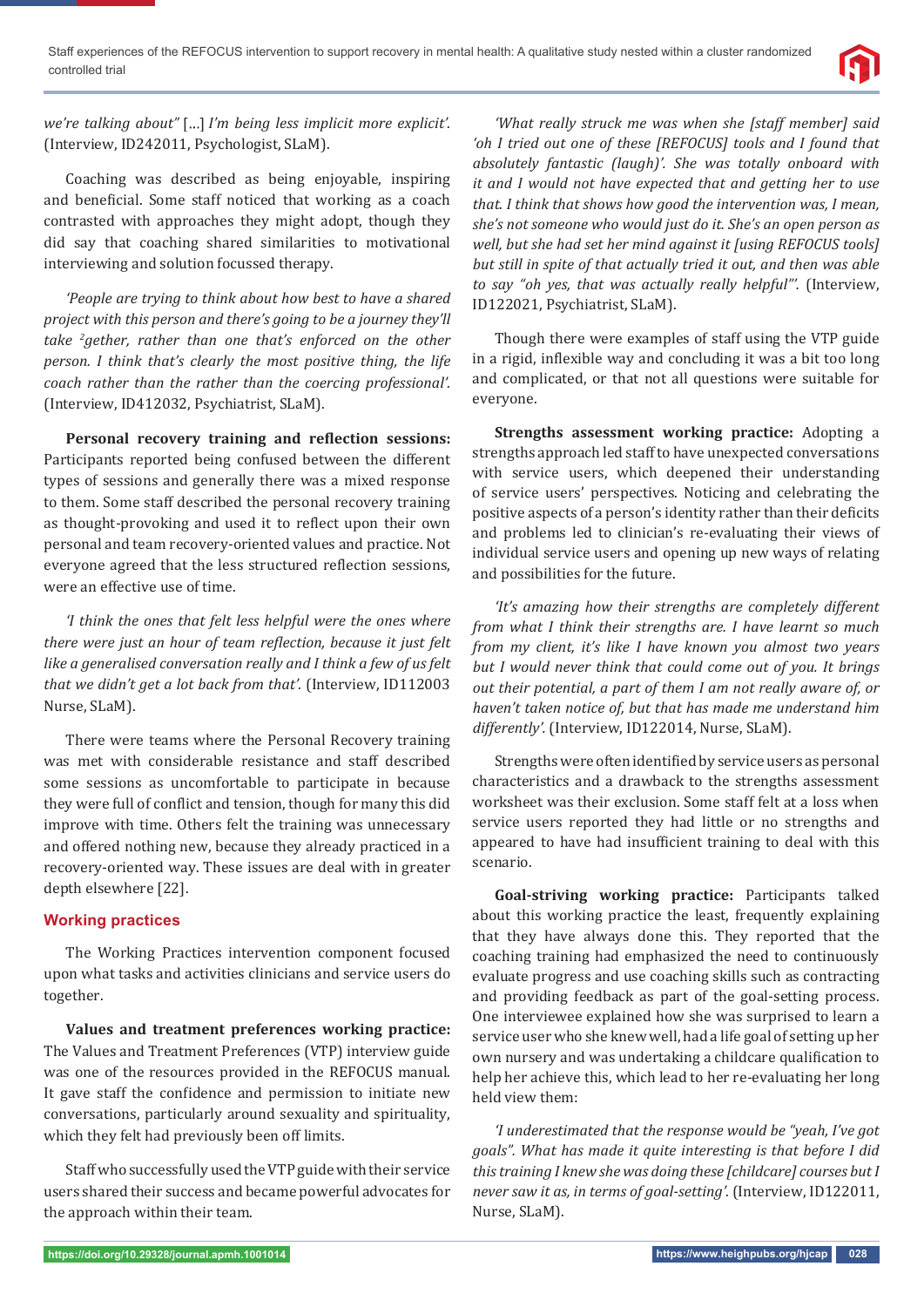*we're talking about"* [...] *I'm being less implicit more explicit'.* (Interview, ID242011, Psychologist, SLaM).

Coaching was described as being enjoyable, inspiring and beneficial. Some staff noticed that working as a coach contrasted with approaches they might adopt, though they did say that coaching shared similarities to motivational interviewing and solution focussed therapy.

*'People are trying to think about how best to have a shared project with this person and there's going to be a journey they'll take [2]gether, rather than one that's enforced on the other person. I think that's clearly the most positive thing, the life coach rather than the rather than the coercing professional'.* (Interview, ID412032, Psychiatrist, SLaM).

**Personal recovery training and reflection sessions:** Participants reported being confused between the different types of sessions and generally there was a mixed response to them. Some staff described the personal recovery training as thought-provoking and used it to reflect upon their own personal and team recovery-oriented values and practice. Not everyone agreed that the less structured reflection sessions, were an effective use of time.

*'I think the ones that felt less helpful were the ones where there were just an hour of team reflection, because it just felt like a generalised conversation really and I think a few of us felt that we didn't get a lot back from that'.* (Interview, ID112003 Nurse, SLaM).

There were teams where the Personal Recovery training was met with considerable resistance and staff described some sessions as uncomfortable to participate in because they were full of conflict and tension, though for many this did improve with time. Others felt the training was unnecessary and offered nothing new, because they already practiced in a recovery-oriented way. These issues are deal with in greater depth elsewhere [22].

## Working practices

The Working Practices intervention component focused upon what tasks and activities clinicians and service users do together.

**Values and treatment preferences working practice:** The Values and Treatment Preferences (VTP) interview guide was one of the resources provided in the REFOCUS manual. It gave staff the confidence and permission to initiate new conversations, particularly around sexuality and spirituality, which they felt had previously been off limits.

Staff who successfully used the VTP guide with their service users shared their success and became powerful advocates for the approach within their team.

*'What really struck me was when she [staff member] said 'oh I tried out one of these [REFOCUS] tools and I found that absolutely fantastic (laugh)'. She was totally onboard with it and I would not have expected that and getting her to use that. I think that shows how good the intervention was, I mean, she's not someone who would just do it. She's an open person as well, but she had set her mind against it [using REFOCUS tools] but still in spite of that actually tried it out, and then was able to say "oh yes, that was actually really helpful"'.* (Interview, ID122021, Psychiatrist, SLaM).

Though there were examples of staff using the VTP guide in a rigid, inflexible way and concluding it was a bit too long and complicated, or that not all questions were suitable for everyone.

**Strengths assessment working practice:** Adopting a strengths approach led staff to have unexpected conversations with service users, which deepened their understanding of service users' perspectives. Noticing and celebrating the positive aspects of a person's identity rather than their deficits and problems led to clinician's re-evaluating their views of individual service users and opening up new ways of relating and possibilities for the future.

*'It's amazing how their strengths are completely different from what I think their strengths are. I have learnt so much from my client, it's like I have known you almost two years but I would never think that could come out of you. It brings out their potential, a part of them I am not really aware of, or haven't taken notice of, but that has made me understand him differently'.* (Interview, ID122014, Nurse, SLaM).

Strengths were often identified by service users as personal characteristics and a drawback to the strengths assessment worksheet was their exclusion. Some staff felt at a loss when service users reported they had little or no strengths and appeared to have had insufficient training to deal with this scenario.

**Goal-striving working practice:** Participants talked about this working practice the least, frequently explaining that they have always done this. They reported that the coaching training had emphasized the need to continuously evaluate progress and use coaching skills such as contracting and providing feedback as part of the goal-setting process. One interviewee explained how she was surprised to learn a service user who she knew well, had a life goal of setting up her own nursery and was undertaking a childcare qualification to help her achieve this, which lead to her re-evaluating her long held view them:

*'I underestimated that the response would be "yeah, I've got goals". What has made it quite interesting is that before I did this training I knew she was doing these [childcare] courses but I never saw it as, in terms of goal-setting'.* (Interview, ID122011, Nurse, SLaM).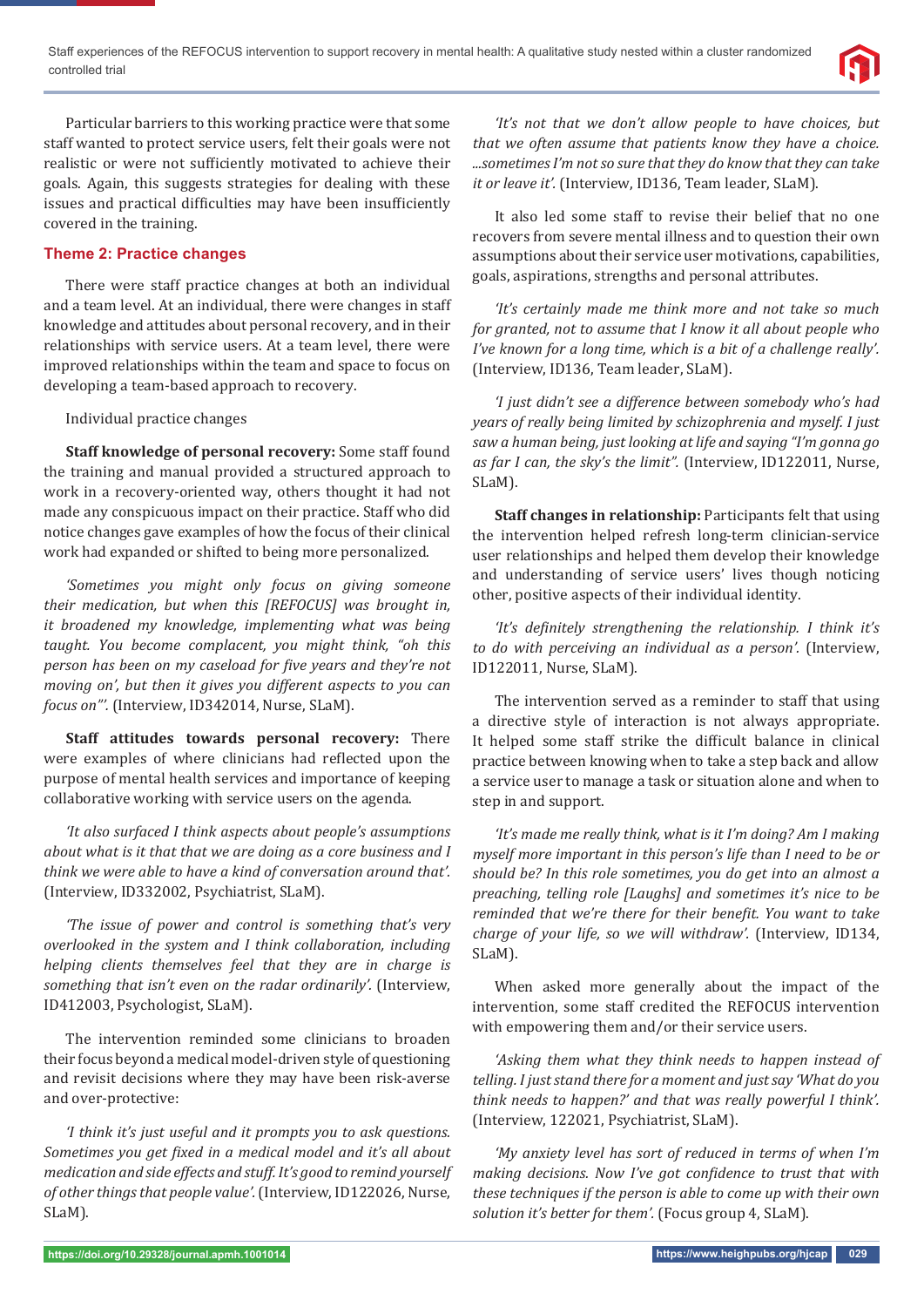Particular barriers to this working practice were that some staff wanted to protect service users, felt their goals were not realistic or were not sufficiently motivated to achieve their goals. Again, this suggests strategies for dealing with these issues and practical difficulties may have been insufficiently covered in the training.

## Theme 2: Practice changes

There were staff practice changes at both an individual and a team level. At an individual, there were changes in staff knowledge and attitudes about personal recovery, and in their relationships with service users. At a team level, there were improved relationships within the team and space to focus on developing a team-based approach to recovery.

Individual practice changes

**Staff knowledge of personal recovery:** Some staff found the training and manual provided a structured approach to work in a recovery-oriented way, others thought it had not made any conspicuous impact on their practice. Staff who did notice changes gave examples of how the focus of their clinical work had expanded or shifted to being more personalized.

*'Sometimes you might only focus on giving someone their medication, but when this [REFOCUS] was brought in, it broadened my knowledge, implementing what was being taught. You become complacent, you might think, "oh this person has been on my caseload for five years and they're not moving on', but then it gives you different aspects to you can focus on"'.* (Interview, ID342014, Nurse, SLaM).

**Staff attitudes towards personal recovery:** There were examples of where clinicians had reflected upon the purpose of mental health services and importance of keeping collaborative working with service users on the agenda.

*'It also surfaced I think aspects about people's assumptions about what is it that that we are doing as a core business and I think we were able to have a kind of conversation around that'.* (Interview, ID332002, Psychiatrist, SLaM).

*'The issue of power and control is something that's very overlooked in the system and I think collaboration, including helping clients themselves feel that they are in charge is something that isn't even on the radar ordinarily'.* (Interview, ID412003, Psychologist, SLaM).

The intervention reminded some clinicians to broaden their focus beyond a medical model-driven style of questioning and revisit decisions where they may have been risk-averse and over-protective:

*'I think it's just useful and it prompts you to ask questions. Sometimes you get fixed in a medical model and it's all about medication and side effects and stuff. It's good to remind yourself of other things that people value'.* (Interview, ID122026, Nurse, SLaM).

*'It's not that we don't allow people to have choices, but that we often assume that patients know they have a choice. ...sometimes I'm not so sure that they do know that they can take it or leave it'.* (Interview, ID136, Team leader, SLaM).

It also led some staff to revise their belief that no one recovers from severe mental illness and to question their own assumptions about their service user motivations, capabilities, goals, aspirations, strengths and personal attributes.

*'It's certainly made me think more and not take so much for granted, not to assume that I know it all about people who I've known for a long time, which is a bit of a challenge really'.* (Interview, ID136, Team leader, SLaM).

*'I just didn't see a difference between somebody who's had years of really being limited by schizophrenia and myself. I just saw a human being, just looking at life and saying "I'm gonna go as far I can, the sky's the limit".* (Interview, ID122011, Nurse, SLaM).

**Staff changes in relationship:** Participants felt that using the intervention helped refresh long-term clinician-service user relationships and helped them develop their knowledge and understanding of service users' lives though noticing other, positive aspects of their individual identity.

*'It's definitely strengthening the relationship. I think it's to do with perceiving an individual as a person'.* (Interview, ID122011, Nurse, SLaM).

The intervention served as a reminder to staff that using a directive style of interaction is not always appropriate. It helped some staff strike the difficult balance in clinical practice between knowing when to take a step back and allow a service user to manage a task or situation alone and when to step in and support.

*'It's made me really think, what is it I'm doing? Am I making myself more important in this person's life than I need to be or should be? In this role sometimes, you do get into an almost a preaching, telling role [Laughs] and sometimes it's nice to be reminded that we're there for their benefit. You want to take charge of your life, so we will withdraw'.* (Interview, ID134, SLaM).

When asked more generally about the impact of the intervention, some staff credited the REFOCUS intervention with empowering them and/or their service users.

*'Asking them what they think needs to happen instead of telling. I just stand there for a moment and just say 'What do you think needs to happen?' and that was really powerful I think'.* (Interview, 122021, Psychiatrist, SLaM).

*'My anxiety level has sort of reduced in terms of when I'm making decisions. Now I've got confidence to trust that with these techniques if the person is able to come up with their own solution it's better for them'.* (Focus group 4, SLaM).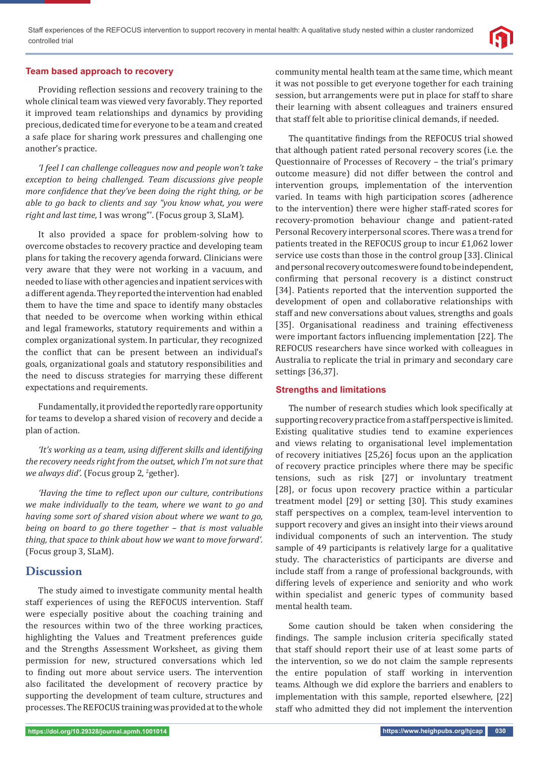### Team based approach to recovery

Providing reflection sessions and recovery training to the whole clinical team was viewed very favorably. They reported it improved team relationships and dynamics by providing precious, dedicated time for everyone to be a team and created a safe place for sharing work pressures and challenging one another's practice.

*'I feel I can challenge colleagues now and people won't take exception to being challenged. Team discussions give people more confidence that they've been doing the right thing, or be able to go back to clients and say "you know what, you were right and last time,* I was wrong"'. (Focus group 3, SLaM).

It also provided a space for problem-solving how to overcome obstacles to recovery practice and developing team plans for taking the recovery agenda forward. Clinicians were very aware that they were not working in a vacuum, and needed to liase with other agencies and inpatient services with a different agenda. They reported the intervention had enabled them to have the time and space to identify many obstacles that needed to be overcome when working within ethical and legal frameworks, statutory requirements and within a complex organizational system. In particular, they recognized the conflict that can be present between an individual's goals, organizational goals and statutory responsibilities and the need to discuss strategies for marrying these different expectations and requirements.

Fundamentally, it provided the reportedly rare opportunity for teams to develop a shared vision of recovery and decide a plan of action.

*'It's working as a team, using different skills and identifying the recovery needs right from the outset, which I'm not sure that we always did'.* (Focus group 2, [2]gether).

*'Having the time to reflect upon our culture, contributions we make individually to the team, where we want to go and having some sort of shared vision about where we want to go, being on board to go there together – that is most valuable thing, that space to think about how we want to move forward'.* (Focus group 3, SLaM).

## Discussion

The study aimed to investigate community mental health staff experiences of using the REFOCUS intervention. Staff were especially positive about the coaching training and the resources within two of the three working practices, highlighting the Values and Treatment preferences guide and the Strengths Assessment Worksheet, as giving them permission for new, structured conversations which led to finding out more about service users. The intervention also facilitated the development of recovery practice by supporting the development of team culture, structures and processes. The REFOCUS training was provided at to the whole community mental health team at the same time, which meant it was not possible to get everyone together for each training session, but arrangements were put in place for staff to share their learning with absent colleagues and trainers ensured that staff felt able to prioritise clinical demands, if needed.

The quantitative findings from the REFOCUS trial showed that although patient rated personal recovery scores (i.e. the Questionnaire of Processes of Recovery – the trial's primary outcome measure) did not differ between the control and intervention groups, implementation of the intervention varied. In teams with high participation scores (adherence to the intervention) there were higher staff-rated scores for recovery-promotion behaviour change and patient-rated Personal Recovery interpersonal scores. There was a trend for patients treated in the REFOCUS group to incur £1,062 lower service use costs than those in the control group [33]. Clinical and personal recovery outcomes were found to be independent, confirming that personal recovery is a distinct construct [34]. Patients reported that the intervention supported the development of open and collaborative relationships with staff and new conversations about values, strengths and goals [35]. Organisational readiness and training effectiveness were important factors influencing implementation [22]. The REFOCUS researchers have since worked with colleagues in Australia to replicate the trial in primary and secondary care settings [36,37].

### Strengths and limitations

The number of research studies which look specifically at supporting recovery practice from a staff perspective is limited. Existing qualitative studies tend to examine experiences and views relating to organisational level implementation of recovery initiatives [25,26] focus upon an the application of recovery practice principles where there may be specific tensions, such as risk [27] or involuntary treatment [28], or focus upon recovery practice within a particular treatment model [29] or setting [30]. This study examines staff perspectives on a complex, team-level intervention to support recovery and gives an insight into their views around individual components of such an intervention. The study sample of 49 participants is relatively large for a qualitative study. The characteristics of participants are diverse and include staff from a range of professional backgrounds, with differing levels of experience and seniority and who work within specialist and generic types of community based mental health team.

Some caution should be taken when considering the findings. The sample inclusion criteria specifically stated that staff should report their use of at least some parts of the intervention, so we do not claim the sample represents the entire population of staff working in intervention teams. Although we did explore the barriers and enablers to implementation with this sample, reported elsewhere, [22] staff who admitted they did not implement the intervention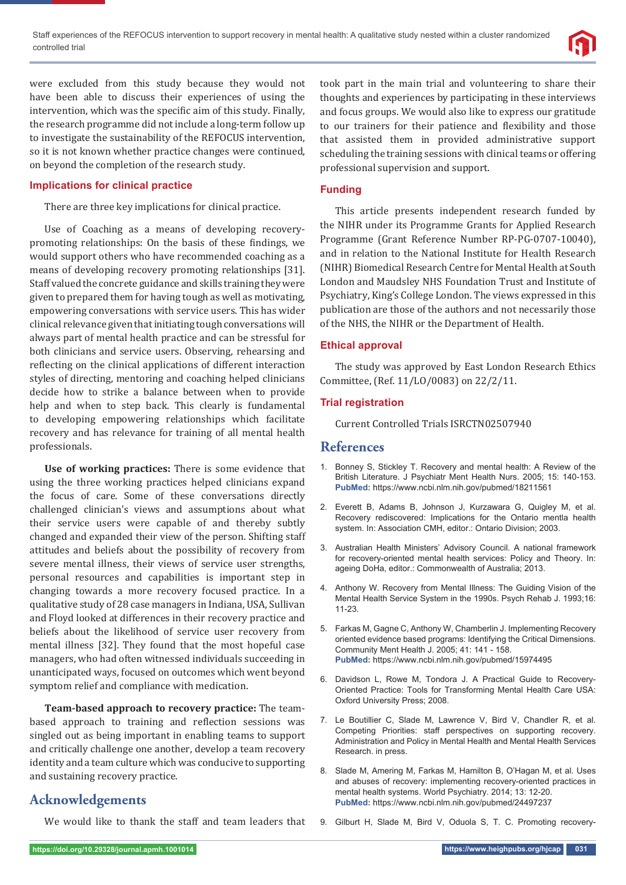were excluded from this study because they would not have been able to discuss their experiences of using the intervention, which was the specific aim of this study. Finally, the research programme did not include a long-term follow up to investigate the sustainability of the REFOCUS intervention, so it is not known whether practice changes were continued, on beyond the completion of the research study.

### Implications for clinical practice

There are three key implications for clinical practice.

Use of Coaching as a means of developing recovery-promoting relationships: On the basis of these findings, we would support others who have recommended coaching as a means of developing recovery promoting relationships [31]. Staff valued the concrete guidance and skills training they were given to prepared them for having tough as well as motivating, empowering conversations with service users. This has wider clinical relevance given that initiating tough conversations will always part of mental health practice and can be stressful for both clinicians and service users. Observing, rehearsing and reflecting on the clinical applications of different interaction styles of directing, mentoring and coaching helped clinicians decide how to strike a balance between when to provide help and when to step back. This clearly is fundamental to developing empowering relationships which facilitate recovery and has relevance for training of all mental health professionals.

**Use of working practices:** There is some evidence that using the three working practices helped clinicians expand the focus of care. Some of these conversations directly challenged clinician's views and assumptions about what their service users were capable of and thereby subtly changed and expanded their view of the person. Shifting staff attitudes and beliefs about the possibility of recovery from severe mental illness, their views of service user strengths, personal resources and capabilities is important step in changing towards a more recovery focused practice. In a qualitative study of 28 case managers in Indiana, USA, Sullivan and Floyd looked at differences in their recovery practice and beliefs about the likelihood of service user recovery from mental illness [32]. They found that the most hopeful case managers, who had often witnessed individuals succeeding in unanticipated ways, focused on outcomes which went beyond symptom relief and compliance with medication.

**Team-based approach to recovery practice:** The team-based approach to training and reflection sessions was singled out as being important in enabling teams to support and critically challenge one another, develop a team recovery identity and a team culture which was conducive to supporting and sustaining recovery practice.

## Acknowledgements

We would like to thank the staff and team leaders that took part in the main trial and volunteering to share their thoughts and experiences by participating in these interviews and focus groups. We would also like to express our gratitude to our trainers for their patience and flexibility and those that assisted them in provided administrative support scheduling the training sessions with clinical teams or offering professional supervision and support.

### Funding

This article presents independent research funded by the NIHR under its Programme Grants for Applied Research Programme (Grant Reference Number RP-PG-0707-10040), and in relation to the National Institute for Health Research (NIHR) Biomedical Research Centre for Mental Health at South London and Maudsley NHS Foundation Trust and Institute of Psychiatry, King's College London. The views expressed in this publication are those of the authors and not necessarily those of the NHS, the NIHR or the Department of Health.

### Ethical approval

The study was approved by East London Research Ethics Committee, (Ref. 11/LO/0083) on 22/2/11.

### Trial registration

Current Controlled Trials ISRCTN02507940

## References

1. Bonney S, Stickley T. Recovery and mental health: A Review of the British Literature. J Psychiatr Ment Health Nurs. 2005; 15: 140-153. **PubMed:** https://www.ncbi.nlm.nih.gov/pubmed/18211561
2. Everett B, Adams B, Johnson J, Kurzawara G, Quigley M, et al. Recovery rediscovered: Implications for the Ontario mentla health system. In: Association CMH, editor.: Ontario Division; 2003.
3. Australian Health Ministers' Advisory Council. A national framework for recovery-oriented mental health services: Policy and Theory. In: ageing DoHa, editor.: Commonwealth of Australia; 2013.
4. Anthony W. Recovery from Mental Illness: The Guiding Vision of the Mental Health Service System in the 1990s. Psych Rehab J. 1993;16: 11-23.
5. Farkas M, Gagne C, Anthony W, Chamberlin J. Implementing Recovery oriented evidence based programs: Identifying the Critical Dimensions. Community Ment Health J. 2005; 41: 141 - 158. **PubMed:** https://www.ncbi.nlm.nih.gov/pubmed/15974495
6. Davidson L, Rowe M, Tondora J. A Practical Guide to Recovery-Oriented Practice: Tools for Transforming Mental Health Care USA: Oxford University Press; 2008.
7. Le Boutillier C, Slade M, Lawrence V, Bird V, Chandler R, et al. Competing Priorities: staff perspectives on supporting recovery. Administration and Policy in Mental Health and Mental Health Services Research. in press.
8. Slade M, Amering M, Farkas M, Hamilton B, O'Hagan M, et al. Uses and abuses of recovery: implementing recovery-oriented practices in mental health systems. World Psychiatry. 2014; 13: 12-20. **PubMed:** https://www.ncbi.nlm.nih.gov/pubmed/24497237
9. Gilburt H, Slade M, Bird V, Oduola S, T. C. Promoting recovery-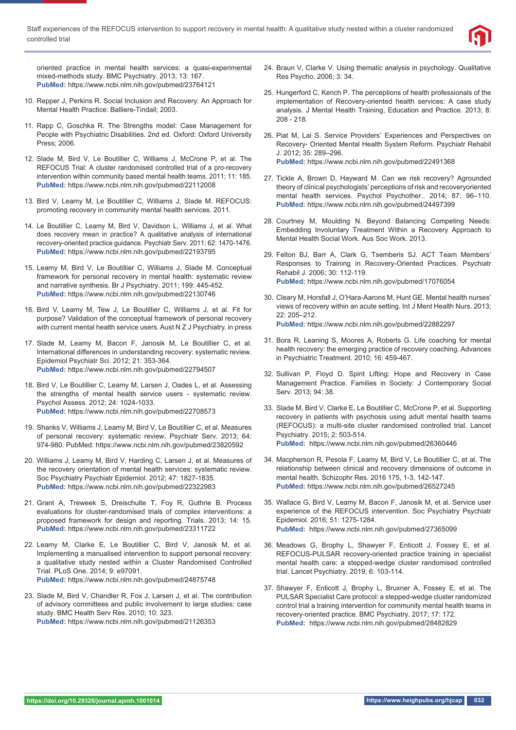oriented practice in mental health services: a quasi-experimental mixed-methods study. BMC Psychiatry. 2013; 13: 167. **PubMed:** https://www.ncbi.nlm.nih.gov/pubmed/23764121

10. Repper J, Perkins R. Social Inclusion and Recovery: An Approach for Mental Health Practice: Balliere-Tindall; 2003.

11. Rapp C, Goschka R. The Strengths model: Case Management for People with Psychiatric Disabilities. 2nd ed. Oxford: Oxford University Press; 2006.

12. Slade M, Bird V, Le Boutillier C, Williams J, McCrone P, et al. The REFOCUS Trial: A cluster randomised controlled trial of a pro-recovery intervention within community based mental health teams. 2011; 11: 185. **PubMed:** https://www.ncbi.nlm.nih.gov/pubmed/22112008

13. Bird V, Leamy M, Le Boutillier C, Williams J, Slade M. REFOCUS: promoting recovery in community mental health services. 2011.

14. Le Boutillier C, Leamy M, Bird V, Davidson L, Williams J, et al. What does recovery mean in practice? A qualitative analysis of international recovery-oriented practice guidance. Psychiatr Serv. 2011; 62: 1470-1476. **PubMed:** https://www.ncbi.nlm.nih.gov/pubmed/22193795

15. Leamy M, Bird V, Le Boutillier C, Williams J, Slade M. Conceptual framework for personal recovery in mental health: systematic review and narrative synthesis. Br J Psychiatry. 2011; 199: 445-452. **PubMed:** https://www.ncbi.nlm.nih.gov/pubmed/22130746

16. Bird V, Leamy M, Tew J, Le Boutillier C, Williams J, et al. Fit for purpose? Validation of the conceptual framework of personal recovery with current mental health service users. Aust N Z J Psychiatry. in press

17. Slade M, Leamy M, Bacon F, Janosik M, Le Boutillier C, et al. International differences in understanding recovery: systematic review. Epidemiol Psychiatr Sci. 2012; 21: 353-364. **PubMed:** https://www.ncbi.nlm.nih.gov/pubmed/22794507

18. Bird V, Le Boutillier C, Leamy M, Larsen J, Oades L, et al. Assessing the strengths of mental health service users - systematic review. Psychol Assess. 2012; 24: 1024-1033. **PubMed:** https://www.ncbi.nlm.nih.gov/pubmed/22708573

19. Shanks V, Williams J, Leamy M, Bird V, Le Boutillier C, et al. Measures of personal recovery: systematic review. Psychiatr Serv. 2013; 64: 974-980. PubMed: https://www.ncbi.nlm.nih.gov/pubmed/23820592

20. Williams J, Leamy M, Bird V, Harding C, Larsen J, et al. Measures of the recovery orientation of mental health services: systematic review. Soc Psychiatry Psychiatr Epidemiol. 2012; 47: 1827-1835. **PubMed:** https://www.ncbi.nlm.nih.gov/pubmed/22322983

21. Grant A, Treweek S, Dreischulte T, Foy R, Guthrie B. Process evaluations for cluster-randomised trials of complex interventions: a proposed framework for design and reporting. Trials. 2013; 14: 15. **PubMed:** https://www.ncbi.nlm.nih.gov/pubmed/23311722

22. Leamy M, Clarke E, Le Boutillier C, Bird V, Janosik M, et al. Implementing a manualised intervention to support personal recovery: a qualitative study nested within a Cluster Randomised Controlled Trial. PLoS One. 2014; 9: e97091. **PubMed:** https://www.ncbi.nlm.nih.gov/pubmed/24875748

23. Slade M, Bird V, Chandler R, Fox J, Larsen J, et al. The contribution of advisory committees and public involvement to large studies: case study. BMC Health Serv Res. 2010; 10: 323. **PubMed:** https://www.ncbi.nlm.nih.gov/pubmed/21126353

24. Braun V, Clarke V. Using thematic analysis in psychology. Qualitative Res Psycho. 2006; 3: 34.

25. Hungerford C, Kench P. The perceptions of health professionals of the implementation of Recovery-oriented health services: A case study analysis. J Mental Health Training, Education and Practice. 2013; 8: 208 - 218.

26. Piat M, Lai S. Service Providers' Experiences and Perspectives on Recovery- Oriented Mental Health System Reform. Psychiatr Rehabil J. 2012; 35: 289–296. **PubMed:** https://www.ncbi.nlm.nih.gov/pubmed/22491368

27. Tickle A, Brown D, Hayward M. Can we risk recovery? Agrounded theory of clinical psychologists' perceptions of risk and recoveryoriented mental health services. Psychol Psychother.. 2014; 87: 96–110. **PubMed:** https://www.ncbi.nlm.nih.gov/pubmed/24497399

28. Courtney M, Moulding N. Beyond Balancing Competing Needs: Embedding Involuntary Treatment Within a Recovery Approach to Mental Health Social Work. Aus Soc Work. 2013.

29. Felton BJ, Barr A, Clark G, Tsemberis SJ. ACT Team Members' Responses to Training in Recovery-Oriented Practices. Psychiatr Rehabil J. 2006; 30: 112-119. **PubMed:** https://www.ncbi.nlm.nih.gov/pubmed/17076054

30. Cleary M, Horsfall J, O'Hara-Aarons M, Hunt GE. Mental health nurses' views of recovery within an acute setting. Int J Ment Health Nurs. 2013; 22: 205–212. **PubMed:** https://www.ncbi.nlm.nih.gov/pubmed/22882297

31. Bora R, Leaning S, Moores A, Roberts G. Life coaching for mental health recovery: the emerging practice of recovery coaching. Advances in Psychiatric Treatment. 2010; 16: 459-467.

32. Sullivan P, Floyd D. Spirit Lifting: Hope and Recovery in Case Management Practice. Families in Society: J Contemporary Social Serv. 2013; 94: 38.

33. Slade M, Bird V, Clarke E, Le Boutillier C, McCrone P, et al. Supporting recovery in patients with psychosis using adult mental health teams (REFOCUS): a multi-site cluster randomised controlled trial. Lancet Psychiatry. 2015; 2: 503-514. **PubMed:** https://www.ncbi.nlm.nih.gov/pubmed/26360446

34. Macpherson R, Pesola F, Leamy M, Bird V, Le Boutillier C, et al. The relationship between clinical and recovery dimensions of outcome in mental health. Schizophr Res. 2016 175, 1-3, 142-147. **PubMed:** https://www.ncbi.nlm.nih.gov/pubmed/26527245

35. Wallace G, Bird V, Leamy M, Bacon F, Janosik M, et al. Service user experience of the REFOCUS intervention. Soc Psychiatry Psychiatr Epidemiol. 2016; 51: 1275-1284. **PubMed:** https://www.ncbi.nlm.nih.gov/pubmed/27365099

36. Meadows G, Brophy L, Shawyer F, Enticott J, Fossey E, et al. REFOCUS-PULSAR recovery-oriented practice training in specialist mental health care: a stepped-wedge cluster randomised controlled trial. Lancet Psychiatry. 2019; 6: 103-114.

37. Shawyer F, Enticott J, Brophy L, Bruxner A, Fossey E, et al. The PULSAR Specialist Care protocol: a stepped-wedge cluster randomized control trial a training intervention for community mental health teams in recovery-oriented practice. BMC Psychiatry. 2017; 17: 172. **PubMed:** https://www.ncbi.nlm.nih.gov/pubmed/28482829